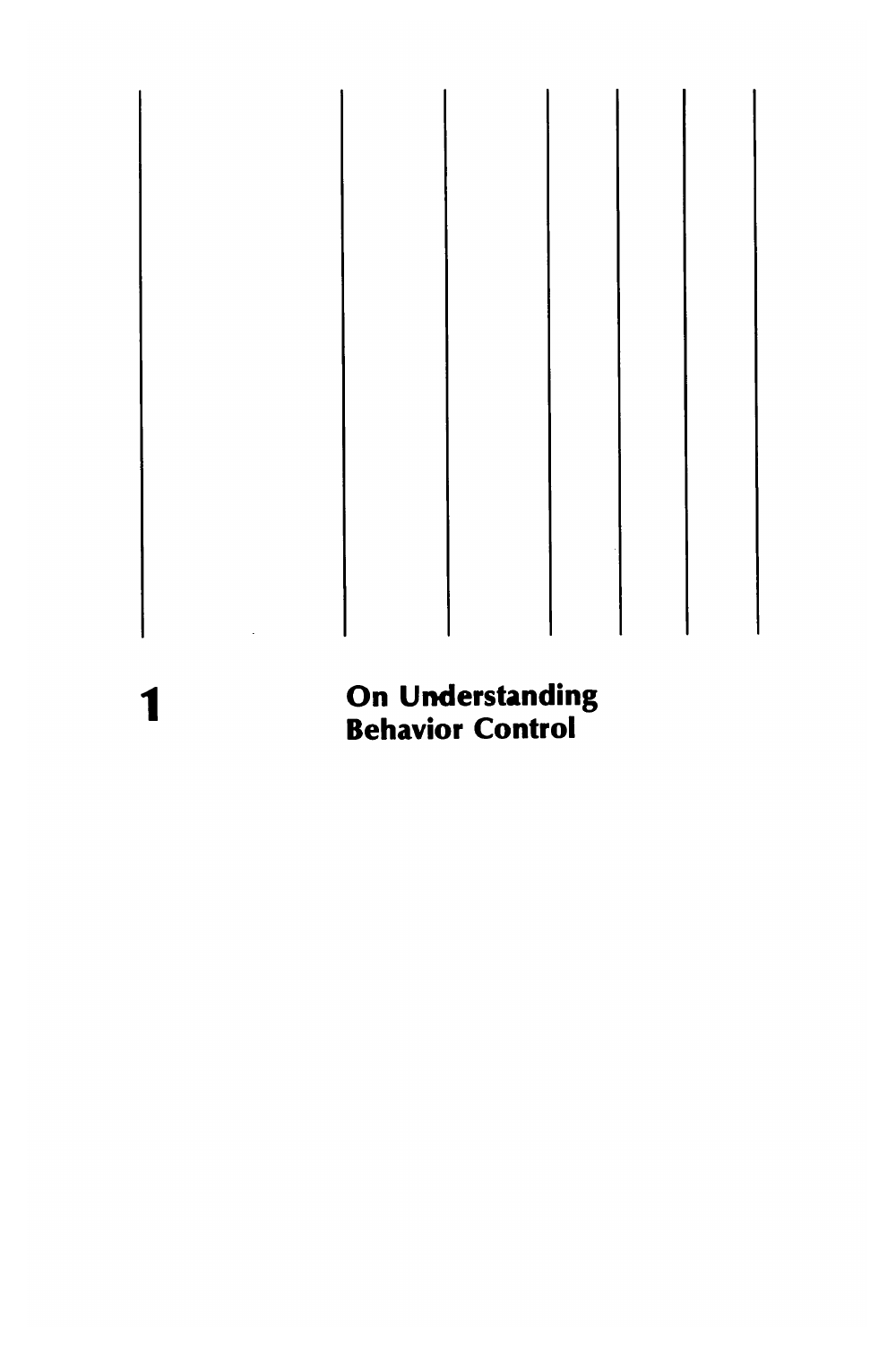# 1 On Understanding Behavior Control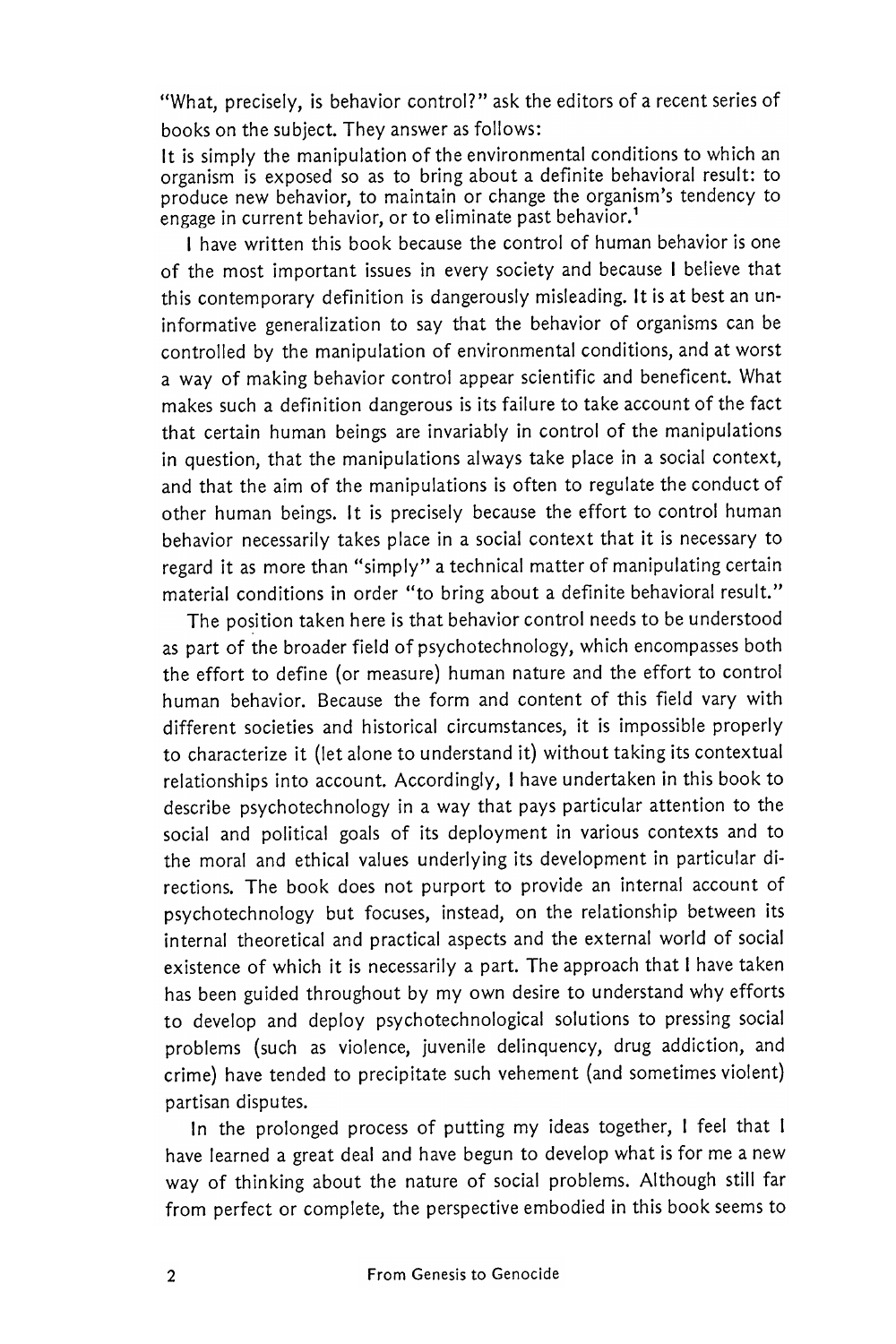"What, precisely, is behavior control?" ask the editors of a recent series of books on the subject. They answer as follows:

It is simply the manipulation of the environmental conditions to which an organism is exposed so as to bring about a definite behavioral result: to produce new behavior, to maintain or change the organism's tendency to engage in current behavior, or to eliminate past behavior.[1]

I have written this book because the control of human behavior is one of the most important issues in every society and because I believe that this contemporary definition is dangerously misleading. It is at best an uninformative generalization to say that the behavior of organisms can be controlled by the manipulation of environmental conditions, and at worst a way of making behavior control appear scientific and beneficent. What makes such a definition dangerous is its failure to take account of the fact that certain human beings are invariably in control of the manipulations in question, that the manipulations always take place in a social context, and that the aim of the manipulations is often to regulate the conduct of other human beings. It is precisely because the effort to control human behavior necessarily takes place in a social context that it is necessary to regard it as more than "simply" a technical matter of manipulating certain material conditions in order "to bring about a definite behavioral result."

The position taken here is that behavior control needs to be understood as part of the broader field of psychotechnology, which encompasses both the effort to define (or measure) human nature and the effort to control human behavior. Because the form and content of this field vary with different societies and historical circumstances, it is impossible properly to characterize it (let alone to understand it) without taking its contextual relationships into account. Accordingly, I have undertaken in this book to describe psychotechnology in a way that pays particular attention to the social and political goals of its deployment in various contexts and to the moral and ethical values underlying its development in particular directions. The book does not purport to provide an internal account of psychotechnology but focuses, instead, on the relationship between its internal theoretical and practical aspects and the external world of social existence of which it is necessarily a part. The approach that I have taken has been guided throughout by my own desire to understand why efforts to develop and deploy psychotechnological solutions to pressing social problems (such as violence, juvenile delinquency, drug addiction, and crime) have tended to precipitate such vehement (and sometimes violent) partisan disputes.

In the prolonged process of putting my ideas together, I feel that I have learned a great deal and have begun to develop what is for me a new way of thinking about the nature of social problems. Although still far from perfect or complete, the perspective embodied in this book seems to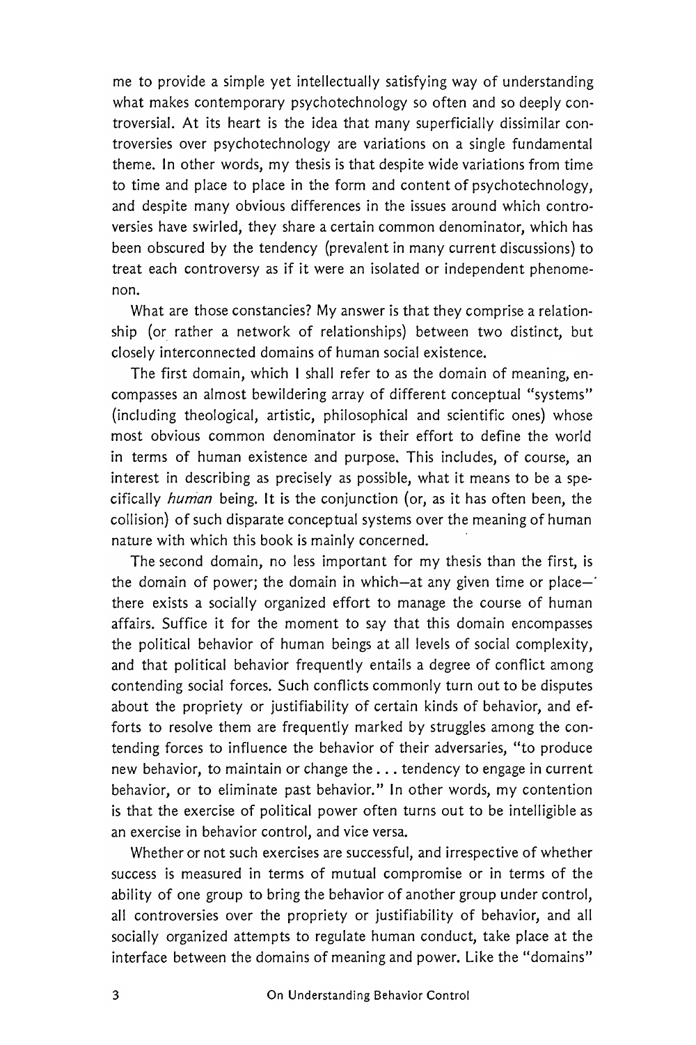me to provide a simple yet intellectually satisfying way of understanding what makes contemporary psychotechnology so often and so deeply controversial. At its heart is the idea that many superficially dissimilar controversies over psychotechnology are variations on a single fundamental theme. In other words, my thesis is that despite wide variations from time to time and place to place in the form and content of psychotechnology, and despite many obvious differences in the issues around which controversies have swirled, they share a certain common denominator, which has been obscured by the tendency (prevalent in many current discussions) to treat each controversy as if it were an isolated or independent phenomenon.

What are those constancies? My answer is that they comprise a relationship (or rather a network of relationships) between two distinct, but closely interconnected domains of human social existence.

The first domain, which I shall refer to as the domain of meaning, encompasses an almost bewildering array of different conceptual "systems" (including theological, artistic, philosophical and scientific ones) whose most obvious common denominator is their effort to define the world in terms of human existence and purpose. This includes, of course, an interest in describing as precisely as possible, what it means to be a specifically *human* being. It is the conjunction (or, as it has often been, the collision) of such disparate conceptual systems over the meaning of human nature with which this book is mainly concerned.

The second domain, no less important for my thesis than the first, is the domain of power; the domain in which—at any given time or place—there exists a socially organized effort to manage the course of human affairs. Suffice it for the moment to say that this domain encompasses the political behavior of human beings at all levels of social complexity, and that political behavior frequently entails a degree of conflict among contending social forces. Such conflicts commonly turn out to be disputes about the propriety or justifiability of certain kinds of behavior, and efforts to resolve them are frequently marked by struggles among the contending forces to influence the behavior of their adversaries, "to produce new behavior, to maintain or change the . . . tendency to engage in current behavior, or to eliminate past behavior." In other words, my contention is that the exercise of political power often turns out to be intelligible as an exercise in behavior control, and vice versa.

Whether or not such exercises are successful, and irrespective of whether success is measured in terms of mutual compromise or in terms of the ability of one group to bring the behavior of another group under control, all controversies over the propriety or justifiability of behavior, and all socially organized attempts to regulate human conduct, take place at the interface between the domains of meaning and power. Like the "domains"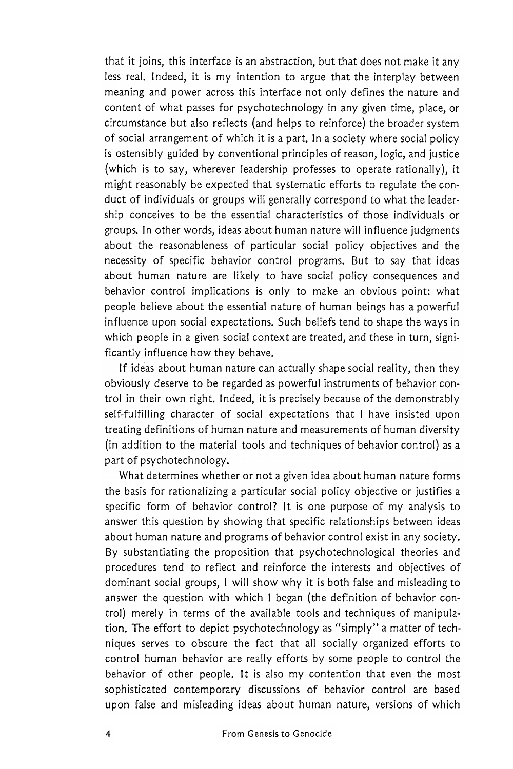that it joins, this interface is an abstraction, but that does not make it any less real. Indeed, it is my intention to argue that the interplay between meaning and power across this interface not only defines the nature and content of what passes for psychotechnology in any given time, place, or circumstance but also reflects (and helps to reinforce) the broader system of social arrangement of which it is a part. In a society where social policy is ostensibly guided by conventional principles of reason, logic, and justice (which is to say, wherever leadership professes to operate rationally), it might reasonably be expected that systematic efforts to regulate the conduct of individuals or groups will generally correspond to what the leadership conceives to be the essential characteristics of those individuals or groups. In other words, ideas about human nature will influence judgments about the reasonableness of particular social policy objectives and the necessity of specific behavior control programs. But to say that ideas about human nature are likely to have social policy consequences and behavior control implications is only to make an obvious point: what people believe about the essential nature of human beings has a powerful influence upon social expectations. Such beliefs tend to shape the ways in which people in a given social context are treated, and these in turn, significantly influence how they behave.

If ideas about human nature can actually shape social reality, then they obviously deserve to be regarded as powerful instruments of behavior control in their own right. Indeed, it is precisely because of the demonstrably self-fulfilling character of social expectations that I have insisted upon treating definitions of human nature and measurements of human diversity (in addition to the material tools and techniques of behavior control) as a part of psychotechnology.

What determines whether or not a given idea about human nature forms the basis for rationalizing a particular social policy objective or justifies a specific form of behavior control? It is one purpose of my analysis to answer this question by showing that specific relationships between ideas about human nature and programs of behavior control exist in any society. By substantiating the proposition that psychotechnological theories and procedures tend to reflect and reinforce the interests and objectives of dominant social groups, I will show why it is both false and misleading to answer the question with which I began (the definition of behavior control) merely in terms of the available tools and techniques of manipulation. The effort to depict psychotechnology as "simply" a matter of techniques serves to obscure the fact that all socially organized efforts to control human behavior are really efforts by some people to control the behavior of other people. It is also my contention that even the most sophisticated contemporary discussions of behavior control are based upon false and misleading ideas about human nature, versions of which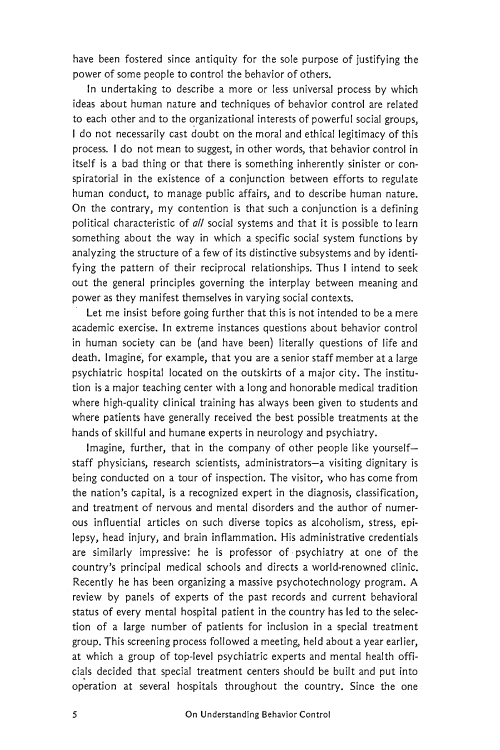have been fostered since antiquity for the sole purpose of justifying the power of some people to control the behavior of others.

In undertaking to describe a more or less universal process by which ideas about human nature and techniques of behavior control are related to each other and to the organizational interests of powerful social groups, I do not necessarily cast doubt on the moral and ethical legitimacy of this process. I do not mean to suggest, in other words, that behavior control in itself is a bad thing or that there is something inherently sinister or conspiratorial in the existence of a conjunction between efforts to regulate human conduct, to manage public affairs, and to describe human nature. On the contrary, my contention is that such a conjunction is a defining political characteristic of *all* social systems and that it is possible to learn something about the way in which a specific social system functions by analyzing the structure of a few of its distinctive subsystems and by identifying the pattern of their reciprocal relationships. Thus I intend to seek out the general principles governing the interplay between meaning and power as they manifest themselves in varying social contexts.

Let me insist before going further that this is not intended to be a mere academic exercise. In extreme instances questions about behavior control in human society can be (and have been) literally questions of life and death. Imagine, for example, that you are a senior staff member at a large psychiatric hospital located on the outskirts of a major city. The institution is a major teaching center with a long and honorable medical tradition where high-quality clinical training has always been given to students and where patients have generally received the best possible treatments at the hands of skillful and humane experts in neurology and psychiatry.

Imagine, further, that in the company of other people like yourself—staff physicians, research scientists, administrators—a visiting dignitary is being conducted on a tour of inspection. The visitor, who has come from the nation's capital, is a recognized expert in the diagnosis, classification, and treatment of nervous and mental disorders and the author of numerous influential articles on such diverse topics as alcoholism, stress, epilepsy, head injury, and brain inflammation. His administrative credentials are similarly impressive: he is professor of psychiatry at one of the country's principal medical schools and directs a world-renowned clinic. Recently he has been organizing a massive psychotechnology program. A review by panels of experts of the past records and current behavioral status of every mental hospital patient in the country has led to the selection of a large number of patients for inclusion in a special treatment group. This screening process followed a meeting, held about a year earlier, at which a group of top-level psychiatric experts and mental health officials decided that special treatment centers should be built and put into operation at several hospitals throughout the country. Since the one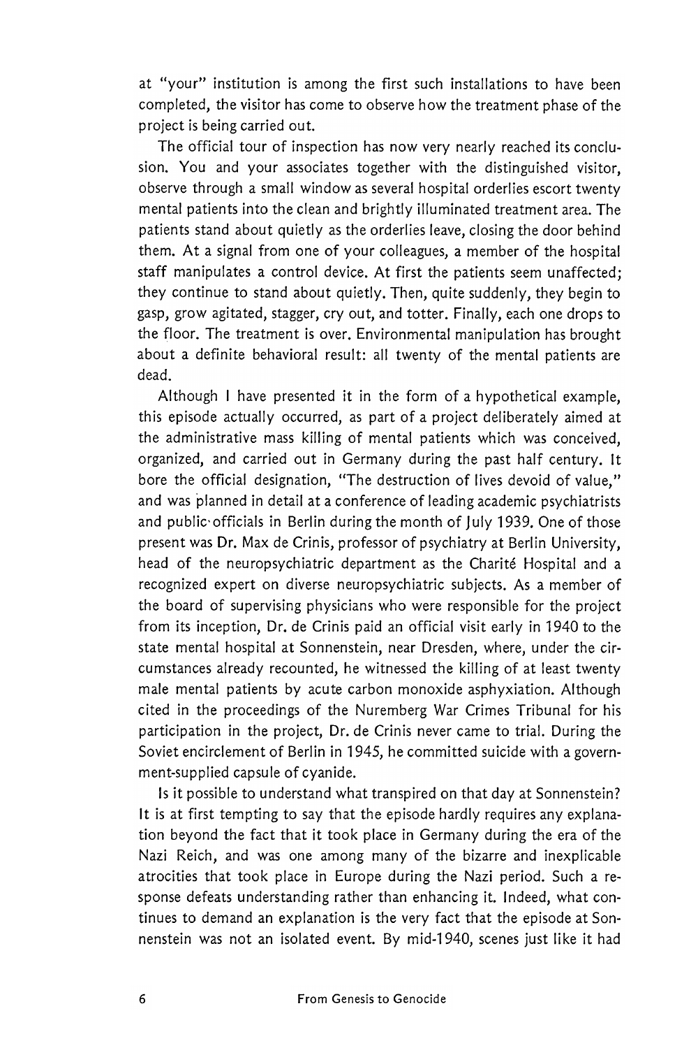at "your" institution is among the first such installations to have been completed, the visitor has come to observe how the treatment phase of the project is being carried out.

The official tour of inspection has now very nearly reached its conclusion. You and your associates together with the distinguished visitor, observe through a small window as several hospital orderlies escort twenty mental patients into the clean and brightly illuminated treatment area. The patients stand about quietly as the orderlies leave, closing the door behind them. At a signal from one of your colleagues, a member of the hospital staff manipulates a control device. At first the patients seem unaffected; they continue to stand about quietly. Then, quite suddenly, they begin to gasp, grow agitated, stagger, cry out, and totter. Finally, each one drops to the floor. The treatment is over. Environmental manipulation has brought about a definite behavioral result: all twenty of the mental patients are dead.

Although I have presented it in the form of a hypothetical example, this episode actually occurred, as part of a project deliberately aimed at the administrative mass killing of mental patients which was conceived, organized, and carried out in Germany during the past half century. It bore the official designation, "The destruction of lives devoid of value," and was planned in detail at a conference of leading academic psychiatrists and public officials in Berlin during the month of July 1939. One of those present was Dr. Max de Crinis, professor of psychiatry at Berlin University, head of the neuropsychiatric department as the Charité Hospital and a recognized expert on diverse neuropsychiatric subjects. As a member of the board of supervising physicians who were responsible for the project from its inception, Dr. de Crinis paid an official visit early in 1940 to the state mental hospital at Sonnenstein, near Dresden, where, under the circumstances already recounted, he witnessed the killing of at least twenty male mental patients by acute carbon monoxide asphyxiation. Although cited in the proceedings of the Nuremberg War Crimes Tribunal for his participation in the project, Dr. de Crinis never came to trial. During the Soviet encirclement of Berlin in 1945, he committed suicide with a government-supplied capsule of cyanide.

Is it possible to understand what transpired on that day at Sonnenstein? It is at first tempting to say that the episode hardly requires any explanation beyond the fact that it took place in Germany during the era of the Nazi Reich, and was one among many of the bizarre and inexplicable atrocities that took place in Europe during the Nazi period. Such a response defeats understanding rather than enhancing it. Indeed, what continues to demand an explanation is the very fact that the episode at Sonnenstein was not an isolated event. By mid-1940, scenes just like it had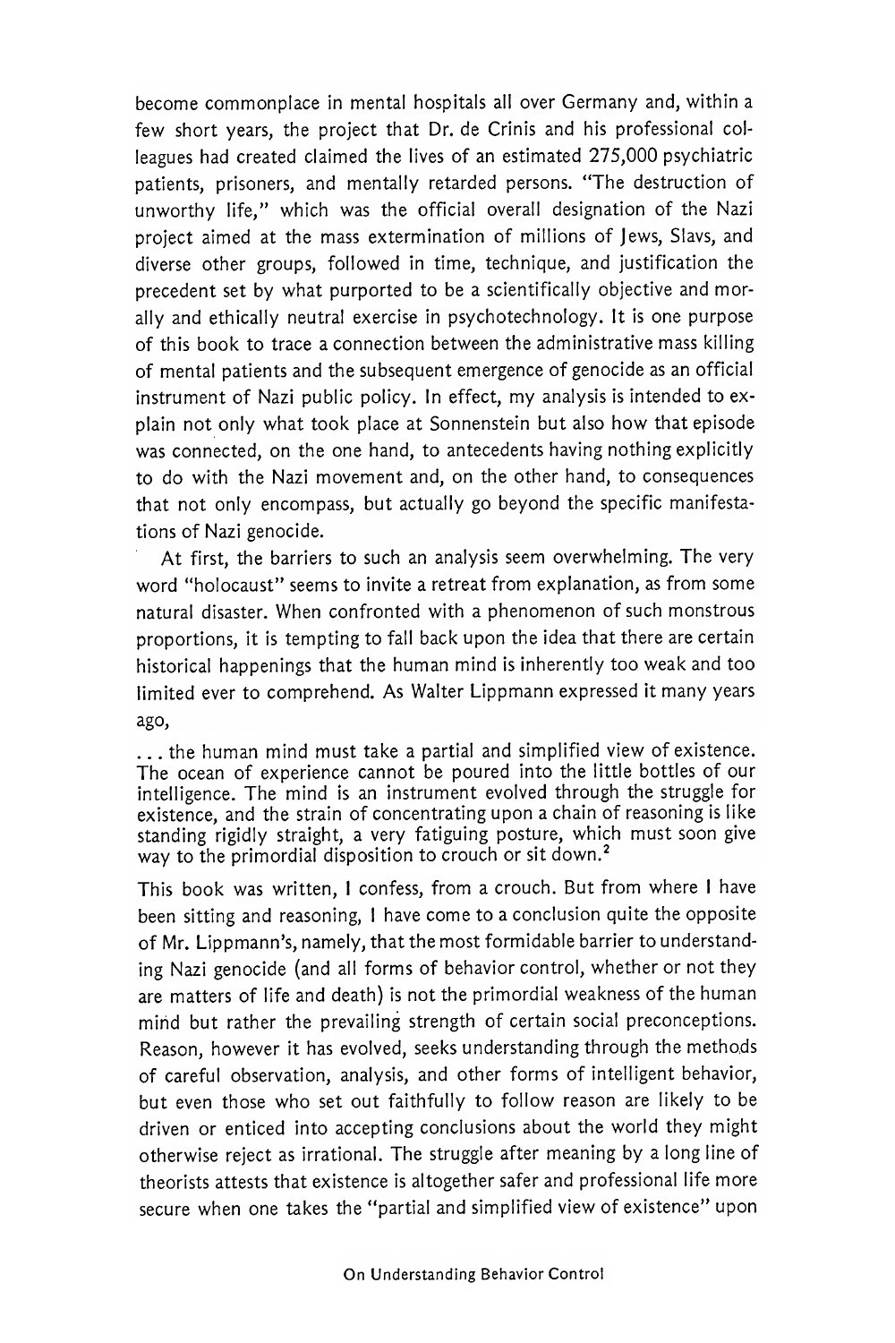become commonplace in mental hospitals all over Germany and, within a few short years, the project that Dr. de Crinis and his professional colleagues had created claimed the lives of an estimated 275,000 psychiatric patients, prisoners, and mentally retarded persons. "The destruction of unworthy life," which was the official overall designation of the Nazi project aimed at the mass extermination of millions of Jews, Slavs, and diverse other groups, followed in time, technique, and justification the precedent set by what purported to be a scientifically objective and morally and ethically neutral exercise in psychotechnology. It is one purpose of this book to trace a connection between the administrative mass killing of mental patients and the subsequent emergence of genocide as an official instrument of Nazi public policy. In effect, my analysis is intended to explain not only what took place at Sonnenstein but also how that episode was connected, on the one hand, to antecedents having nothing explicitly to do with the Nazi movement and, on the other hand, to consequences that not only encompass, but actually go beyond the specific manifestations of Nazi genocide.

At first, the barriers to such an analysis seem overwhelming. The very word "holocaust" seems to invite a retreat from explanation, as from some natural disaster. When confronted with a phenomenon of such monstrous proportions, it is tempting to fall back upon the idea that there are certain historical happenings that the human mind is inherently too weak and too limited ever to comprehend. As Walter Lippmann expressed it many years ago,

> . . . the human mind must take a partial and simplified view of existence. The ocean of experience cannot be poured into the little bottles of our intelligence. The mind is an instrument evolved through the struggle for existence, and the strain of concentrating upon a chain of reasoning is like standing rigidly straight, a very fatiguing posture, which must soon give way to the primordial disposition to crouch or sit down.[2]

This book was written, I confess, from a crouch. But from where I have been sitting and reasoning, I have come to a conclusion quite the opposite of Mr. Lippmann's, namely, that the most formidable barrier to understanding Nazi genocide (and all forms of behavior control, whether or not they are matters of life and death) is not the primordial weakness of the human mind but rather the prevailing strength of certain social preconceptions. Reason, however it has evolved, seeks understanding through the methods of careful observation, analysis, and other forms of intelligent behavior, but even those who set out faithfully to follow reason are likely to be driven or enticed into accepting conclusions about the world they might otherwise reject as irrational. The struggle after meaning by a long line of theorists attests that existence is altogether safer and professional life more secure when one takes the "partial and simplified view of existence" upon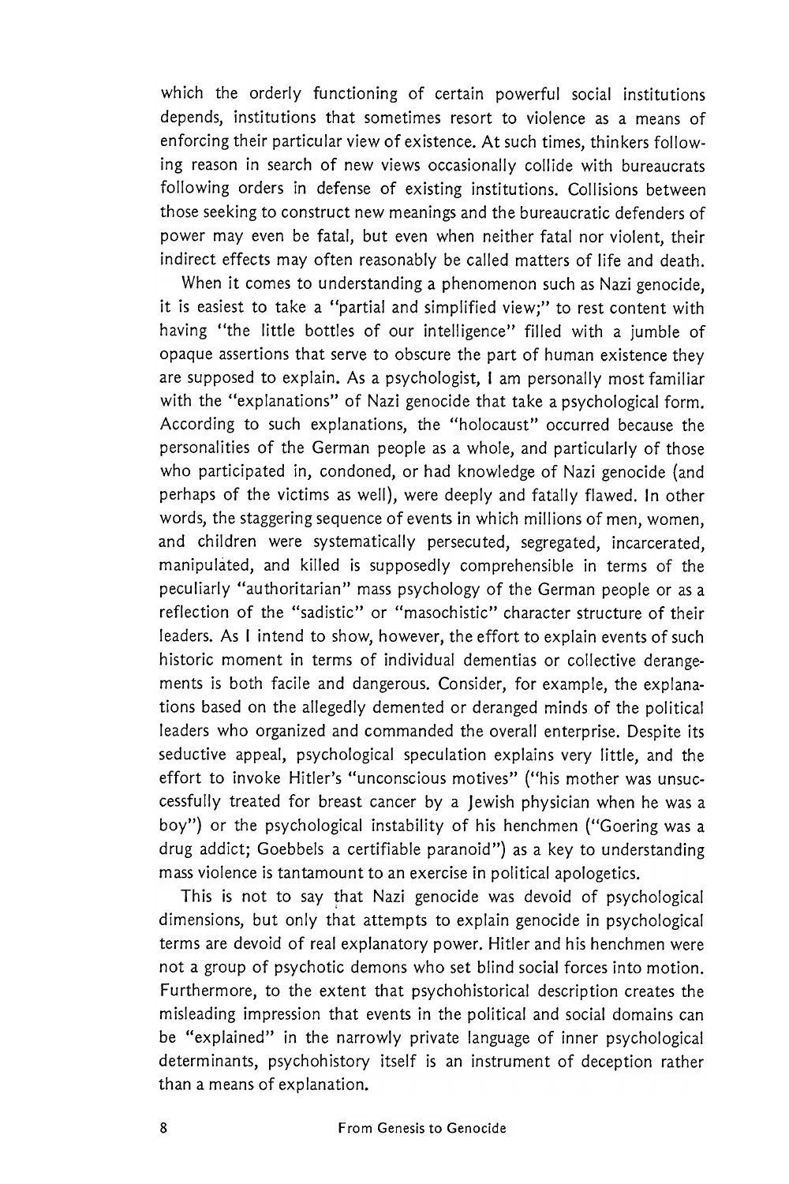which the orderly functioning of certain powerful social institutions depends, institutions that sometimes resort to violence as a means of enforcing their particular view of existence. At such times, thinkers following reason in search of new views occasionally collide with bureaucrats following orders in defense of existing institutions. Collisions between those seeking to construct new meanings and the bureaucratic defenders of power may even be fatal, but even when neither fatal nor violent, their indirect effects may often reasonably be called matters of life and death.

When it comes to understanding a phenomenon such as Nazi genocide, it is easiest to take a "partial and simplified view;" to rest content with having "the little bottles of our intelligence" filled with a jumble of opaque assertions that serve to obscure the part of human existence they are supposed to explain. As a psychologist, I am personally most familiar with the "explanations" of Nazi genocide that take a psychological form. According to such explanations, the "holocaust" occurred because the personalities of the German people as a whole, and particularly of those who participated in, condoned, or had knowledge of Nazi genocide (and perhaps of the victims as well), were deeply and fatally flawed. In other words, the staggering sequence of events in which millions of men, women, and children were systematically persecuted, segregated, incarcerated, manipulated, and killed is supposedly comprehensible in terms of the peculiarly "authoritarian" mass psychology of the German people or as a reflection of the "sadistic" or "masochistic" character structure of their leaders. As I intend to show, however, the effort to explain events of such historic moment in terms of individual dementias or collective derangements is both facile and dangerous. Consider, for example, the explanations based on the allegedly demented or deranged minds of the political leaders who organized and commanded the overall enterprise. Despite its seductive appeal, psychological speculation explains very little, and the effort to invoke Hitler's "unconscious motives" ("his mother was unsuccessfully treated for breast cancer by a Jewish physician when he was a boy") or the psychological instability of his henchmen ("Goering was a drug addict; Goebbels a certifiable paranoid") as a key to understanding mass violence is tantamount to an exercise in political apologetics.

This is not to say that Nazi genocide was devoid of psychological dimensions, but only that attempts to explain genocide in psychological terms are devoid of real explanatory power. Hitler and his henchmen were not a group of psychotic demons who set blind social forces into motion. Furthermore, to the extent that psychohistorical description creates the misleading impression that events in the political and social domains can be "explained" in the narrowly private language of inner psychological determinants, psychohistory itself is an instrument of deception rather than a means of explanation.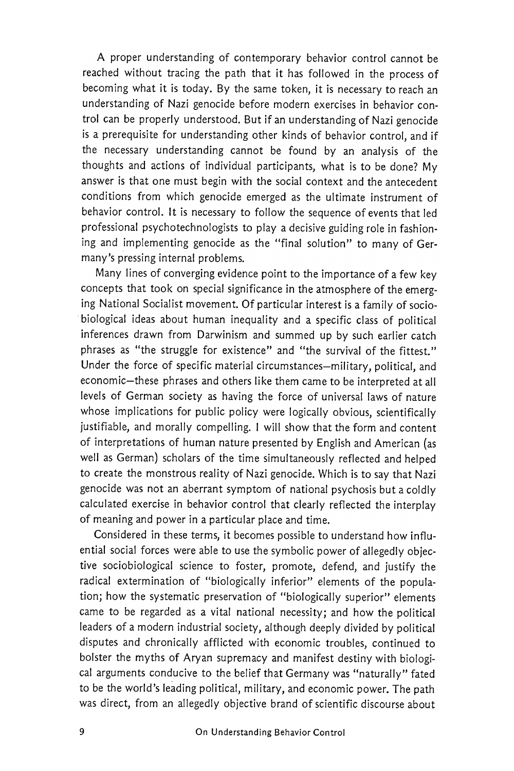A proper understanding of contemporary behavior control cannot be reached without tracing the path that it has followed in the process of becoming what it is today. By the same token, it is necessary to reach an understanding of Nazi genocide before modern exercises in behavior control can be properly understood. But if an understanding of Nazi genocide is a prerequisite for understanding other kinds of behavior control, and if the necessary understanding cannot be found by an analysis of the thoughts and actions of individual participants, what is to be done? My answer is that one must begin with the social context and the antecedent conditions from which genocide emerged as the ultimate instrument of behavior control. It is necessary to follow the sequence of events that led professional psychotechnologists to play a decisive guiding role in fashioning and implementing genocide as the "final solution" to many of Germany's pressing internal problems.

Many lines of converging evidence point to the importance of a few key concepts that took on special significance in the atmosphere of the emerging National Socialist movement. Of particular interest is a family of sociobiological ideas about human inequality and a specific class of political inferences drawn from Darwinism and summed up by such earlier catch phrases as "the struggle for existence" and "the survival of the fittest." Under the force of specific material circumstances—military, political, and economic—these phrases and others like them came to be interpreted at all levels of German society as having the force of universal laws of nature whose implications for public policy were logically obvious, scientifically justifiable, and morally compelling. I will show that the form and content of interpretations of human nature presented by English and American (as well as German) scholars of the time simultaneously reflected and helped to create the monstrous reality of Nazi genocide. Which is to say that Nazi genocide was not an aberrant symptom of national psychosis but a coldly calculated exercise in behavior control that clearly reflected the interplay of meaning and power in a particular place and time.

Considered in these terms, it becomes possible to understand how influential social forces were able to use the symbolic power of allegedly objective sociobiological science to foster, promote, defend, and justify the radical extermination of "biologically inferior" elements of the population; how the systematic preservation of "biologically superior" elements came to be regarded as a vital national necessity; and how the political leaders of a modern industrial society, although deeply divided by political disputes and chronically afflicted with economic troubles, continued to bolster the myths of Aryan supremacy and manifest destiny with biological arguments conducive to the belief that Germany was "naturally" fated to be the world's leading political, military, and economic power. The path was direct, from an allegedly objective brand of scientific discourse about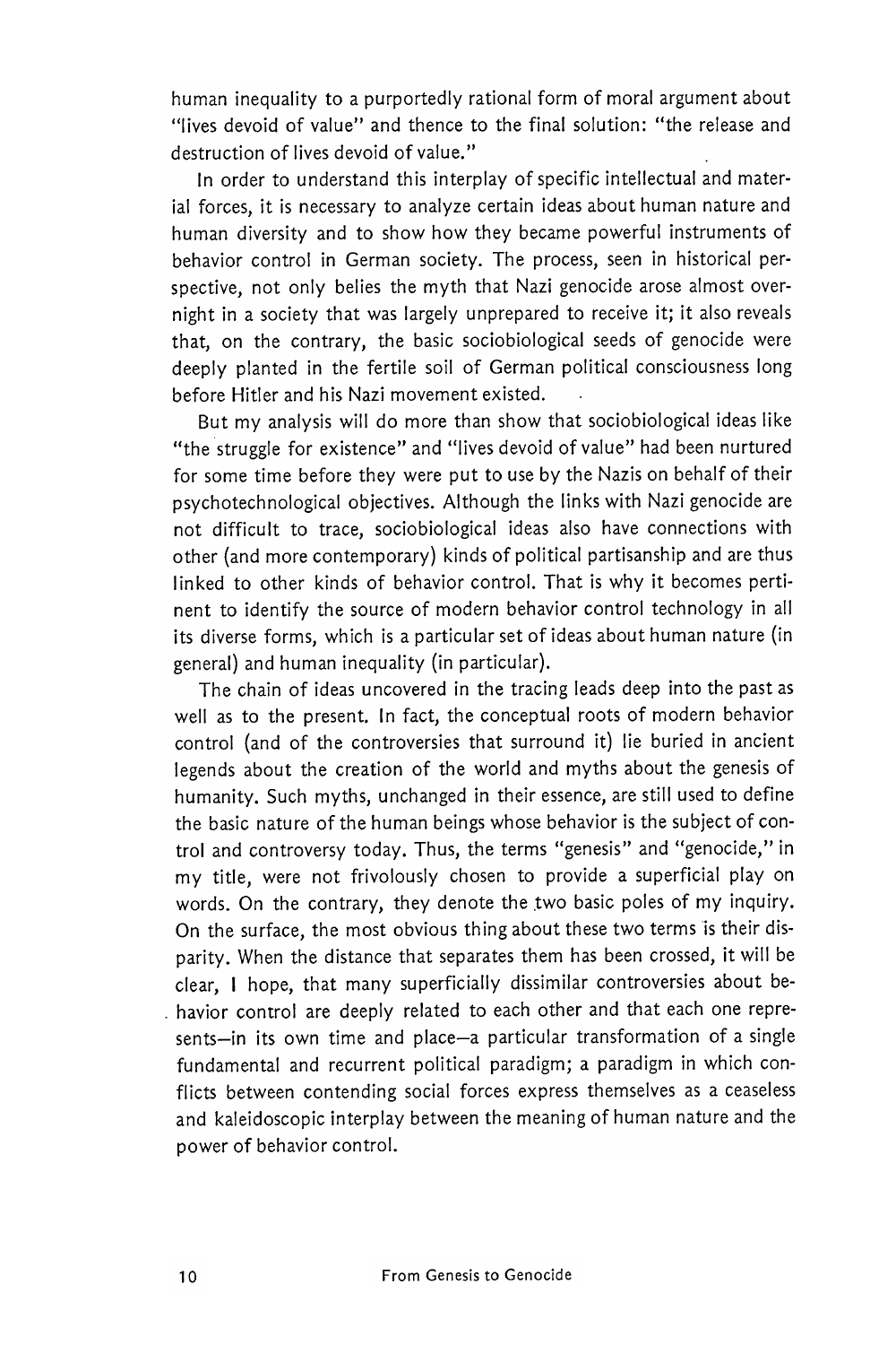human inequality to a purportedly rational form of moral argument about "lives devoid of value" and thence to the final solution: "the release and destruction of lives devoid of value."

In order to understand this interplay of specific intellectual and material forces, it is necessary to analyze certain ideas about human nature and human diversity and to show how they became powerful instruments of behavior control in German society. The process, seen in historical perspective, not only belies the myth that Nazi genocide arose almost overnight in a society that was largely unprepared to receive it; it also reveals that, on the contrary, the basic sociobiological seeds of genocide were deeply planted in the fertile soil of German political consciousness long before Hitler and his Nazi movement existed.

But my analysis will do more than show that sociobiological ideas like "the struggle for existence" and "lives devoid of value" had been nurtured for some time before they were put to use by the Nazis on behalf of their psychotechnological objectives. Although the links with Nazi genocide are not difficult to trace, sociobiological ideas also have connections with other (and more contemporary) kinds of political partisanship and are thus linked to other kinds of behavior control. That is why it becomes pertinent to identify the source of modern behavior control technology in all its diverse forms, which is a particular set of ideas about human nature (in general) and human inequality (in particular).

The chain of ideas uncovered in the tracing leads deep into the past as well as to the present. In fact, the conceptual roots of modern behavior control (and of the controversies that surround it) lie buried in ancient legends about the creation of the world and myths about the genesis of humanity. Such myths, unchanged in their essence, are still used to define the basic nature of the human beings whose behavior is the subject of control and controversy today. Thus, the terms "genesis" and "genocide," in my title, were not frivolously chosen to provide a superficial play on words. On the contrary, they denote the two basic poles of my inquiry. On the surface, the most obvious thing about these two terms is their disparity. When the distance that separates them has been crossed, it will be clear, I hope, that many superficially dissimilar controversies about behavior control are deeply related to each other and that each one represents—in its own time and place—a particular transformation of a single fundamental and recurrent political paradigm; a paradigm in which conflicts between contending social forces express themselves as a ceaseless and kaleidoscopic interplay between the meaning of human nature and the power of behavior control.